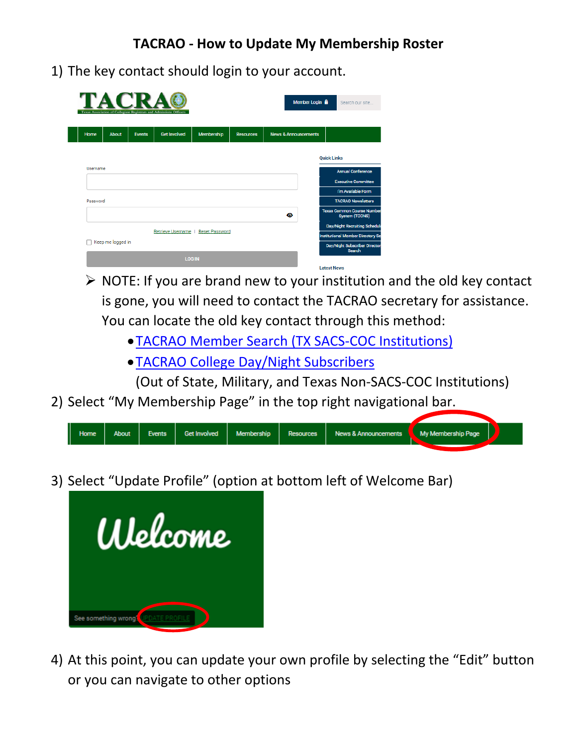# TACRAO - How to Update My Membership Roster

1) The key contact should login to your account.

   - NOTE: If you are brand new to your institution and the old key contact is gone, you will need to contact the TACRAO secretary for assistance. You can locate the old key contact through this method:
     - TACRAO Member Search (TX SACS-COC Institutions)
     - TACRAO College Day/Night Subscribers (Out of State, Military, and Texas Non-SACS-COC Institutions)

2) Select "My Membership Page" in the top right navigational bar.

3) Select "Update Profile" (option at bottom left of Welcome Bar)

4) At this point, you can update your own profile by selecting the "Edit" button or you can navigate to other options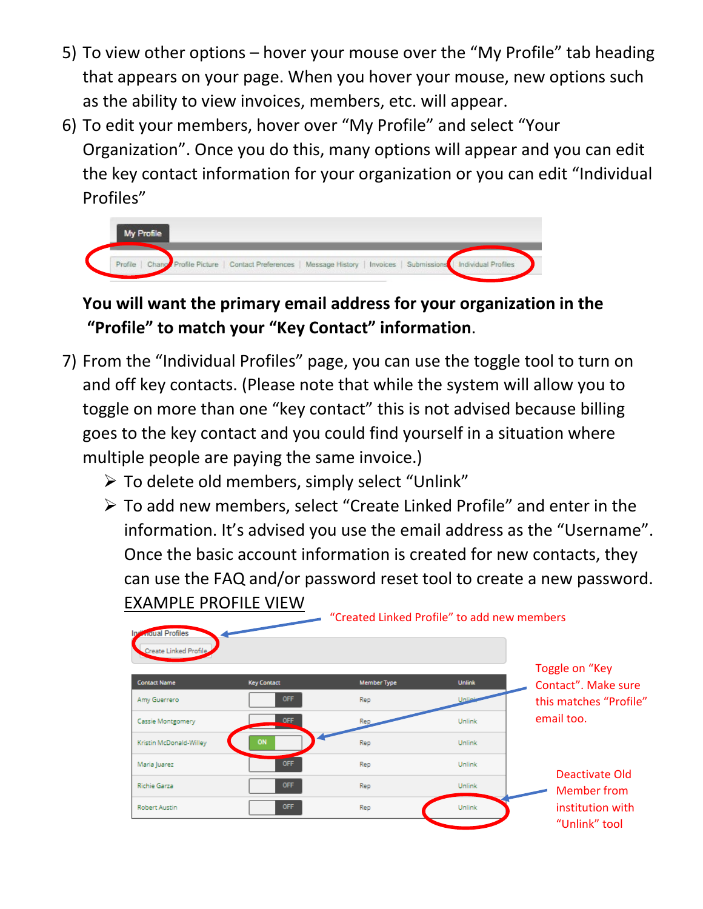5) To view other options – hover your mouse over the “My Profile” tab heading that appears on your page. When you hover your mouse, new options such as the ability to view invoices, members, etc. will appear.
6) To edit your members, hover over “My Profile” and select “Your Organization”. Once you do this, many options will appear and you can edit the key contact information for your organization or you can edit “Individual Profiles”

My Profile

Profile | Change Profile Picture | Contact Preferences | Message History | Invoices | Submissions | Individual Profiles

**You will want the primary email address for your organization in the “Profile” to match your “Key Contact” information**.

7) From the “Individual Profiles” page, you can use the toggle tool to turn on and off key contacts. (Please note that while the system will allow you to toggle on more than one “key contact” this is not advised because billing goes to the key contact and you could find yourself in a situation where multiple people are paying the same invoice.)
   - To delete old members, simply select “Unlink”
   - To add new members, select “Create Linked Profile” and enter in the information. It’s advised you use the email address as the “Username”. Once the basic account information is created for new contacts, they can use the FAQ and/or password reset tool to create a new password.

   EXAMPLE PROFILE VIEW

“Created Linked Profile” to add new members

Individual Profiles

Create Linked Profile

| Contact Name | Key Contact | Member Type | Unlink |
| --- | --- | --- | --- |
| Amy Guerrero | OFF | Rep | Unlink |
| Cassie Montgomery | OFF | Rep | Unlink |
| Kristin McDonald-Willey | ON | Rep | Unlink |
| Maria Juarez | OFF | Rep | Unlink |
| Richie Garza | OFF | Rep | Unlink |
| Robert Austin | OFF | Rep | Unlink |

Toggle on “Key Contact”. Make sure this matches “Profile” email too.

Deactivate Old Member from institution with “Unlink” tool